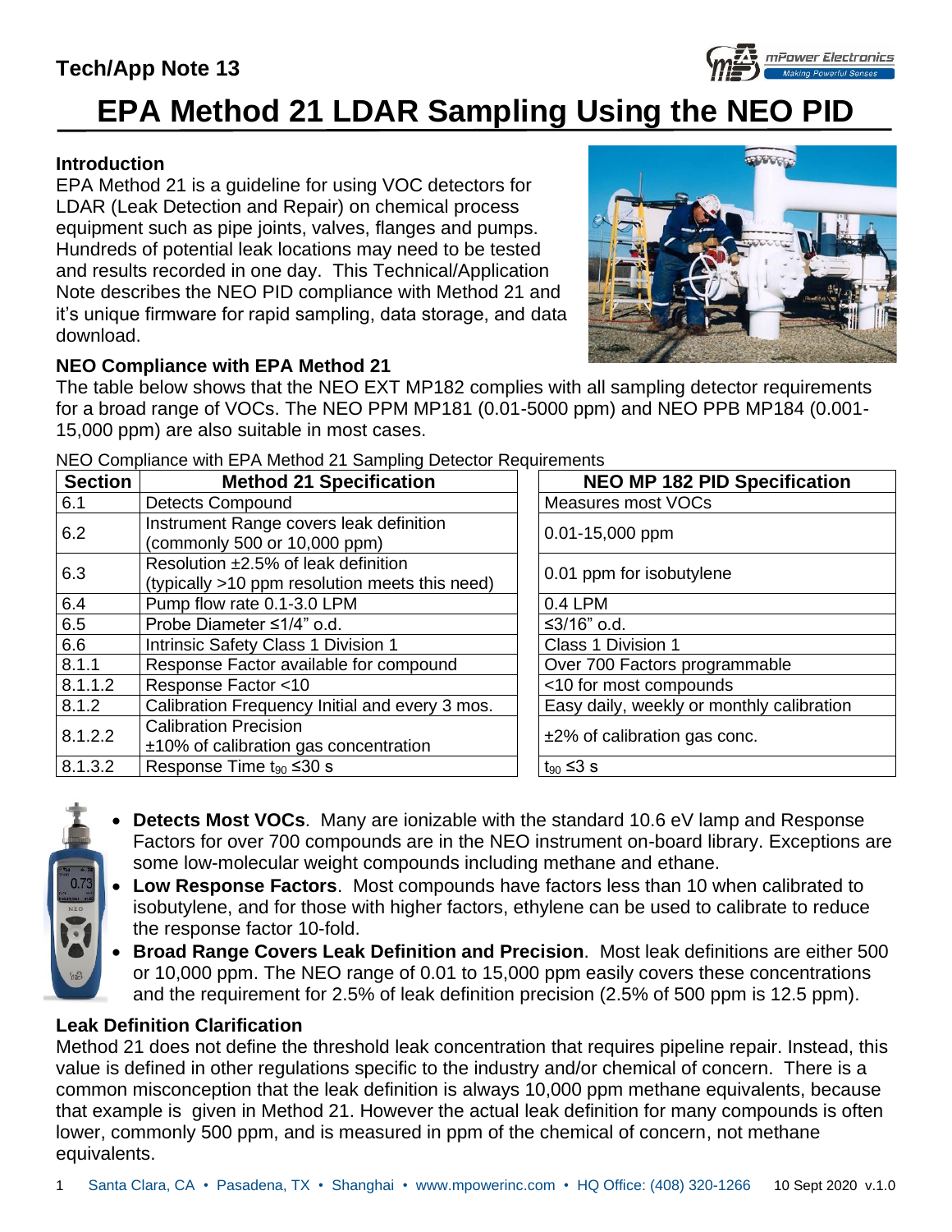Tech/App Note 13

# EPA Method 21 LDAR Sampling Using the NEO PID

## Introduction

EPA Method 21 is a guideline for using VOC detectors for LDAR (Leak Detection and Repair) on chemical process equipment such as pipe joints, valves, flanges and pumps. Hundreds of potential leak locations may need to be tested and results recorded in one day. This Technical/Application Note describes the NEO PID compliance with Method 21 and it's unique firmware for rapid sampling, data storage, and data download.

## NEO Compliance with EPA Method 21

The table below shows that the NEO EXT MP182 complies with all sampling detector requirements for a broad range of VOCs. The NEO PPM MP181 (0.01-5000 ppm) and NEO PPB MP184 (0.001-15,000 ppm) are also suitable in most cases.

NEO Compliance with EPA Method 21 Sampling Detector Requirements

| Section | Method 21 Specification | NEO MP 182 PID Specification |
|---|---|---|
| 6.1 | Detects Compound | Measures most VOCs |
| 6.2 | Instrument Range covers leak definition (commonly 500 or 10,000 ppm) | 0.01-15,000 ppm |
| 6.3 | Resolution ±2.5% of leak definition (typically >10 ppm resolution meets this need) | 0.01 ppm for isobutylene |
| 6.4 | Pump flow rate 0.1-3.0 LPM | 0.4 LPM |
| 6.5 | Probe Diameter ≤1/4" o.d. | ≤3/16" o.d. |
| 6.6 | Intrinsic Safety Class 1 Division 1 | Class 1 Division 1 |
| 8.1.1 | Response Factor available for compound | Over 700 Factors programmable |
| 8.1.1.2 | Response Factor <10 | <10 for most compounds |
| 8.1.2 | Calibration Frequency Initial and every 3 mos. | Easy daily, weekly or monthly calibration |
| 8.1.2.2 | Calibration Precision ±10% of calibration gas concentration | ±2% of calibration gas conc. |
| 8.1.3.2 | Response Time $t_{90}$ ≤30 s | $t_{90}$ ≤3 s |

- **Detects Most VOCs**. Many are ionizable with the standard 10.6 eV lamp and Response Factors for over 700 compounds are in the NEO instrument on-board library. Exceptions are some low-molecular weight compounds including methane and ethane.
- **Low Response Factors**. Most compounds have factors less than 10 when calibrated to isobutylene, and for those with higher factors, ethylene can be used to calibrate to reduce the response factor 10-fold.
- **Broad Range Covers Leak Definition and Precision**. Most leak definitions are either 500 or 10,000 ppm. The NEO range of 0.01 to 15,000 ppm easily covers these concentrations and the requirement for 2.5% of leak definition precision (2.5% of 500 ppm is 12.5 ppm).

## Leak Definition Clarification

Method 21 does not define the threshold leak concentration that requires pipeline repair. Instead, this value is defined in other regulations specific to the industry and/or chemical of concern. There is a common misconception that the leak definition is always 10,000 ppm methane equivalents, because that example is given in Method 21. However the actual leak definition for many compounds is often lower, commonly 500 ppm, and is measured in ppm of the chemical of concern, not methane equivalents.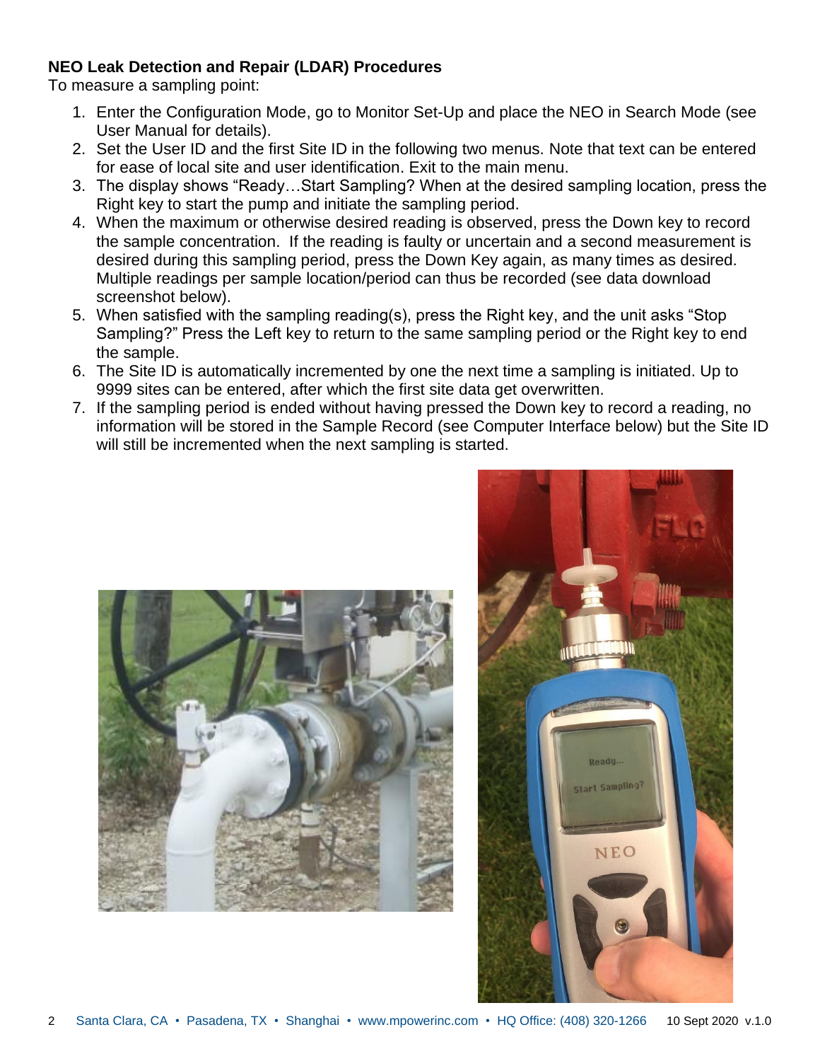**NEO Leak Detection and Repair (LDAR) Procedures**

To measure a sampling point:

1. Enter the Configuration Mode, go to Monitor Set-Up and place the NEO in Search Mode (see User Manual for details).
2. Set the User ID and the first Site ID in the following two menus. Note that text can be entered for ease of local site and user identification. Exit to the main menu.
3. The display shows "Ready…Start Sampling? When at the desired sampling location, press the Right key to start the pump and initiate the sampling period.
4. When the maximum or otherwise desired reading is observed, press the Down key to record the sample concentration. If the reading is faulty or uncertain and a second measurement is desired during this sampling period, press the Down Key again, as many times as desired. Multiple readings per sample location/period can thus be recorded (see data download screenshot below).
5. When satisfied with the sampling reading(s), press the Right key, and the unit asks "Stop Sampling?" Press the Left key to return to the same sampling period or the Right key to end the sample.
6. The Site ID is automatically incremented by one the next time a sampling is initiated. Up to 9999 sites can be entered, after which the first site data get overwritten.
7. If the sampling period is ended without having pressed the Down key to record a reading, no information will be stored in the Sample Record (see Computer Interface below) but the Site ID will still be incremented when the next sampling is started.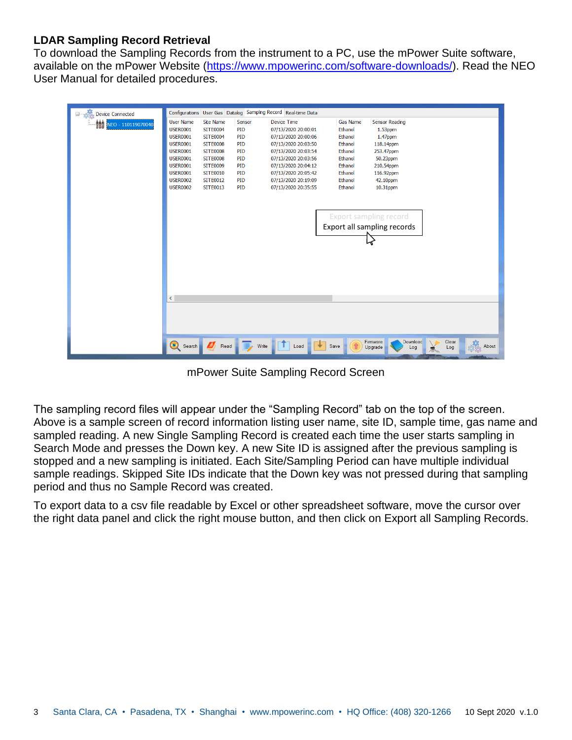## LDAR Sampling Record Retrieval

To download the Sampling Records from the instrument to a PC, use the mPower Suite software, available on the mPower Website (https://www.mpowerinc.com/software-downloads/). Read the NEO User Manual for detailed procedures.

mPower Suite Sampling Record Screen

The sampling record files will appear under the "Sampling Record" tab on the top of the screen. Above is a sample screen of record information listing user name, site ID, sample time, gas name and sampled reading. A new Single Sampling Record is created each time the user starts sampling in Search Mode and presses the Down key. A new Site ID is assigned after the previous sampling is stopped and a new sampling is initiated. Each Site/Sampling Period can have multiple individual sample readings. Skipped Site IDs indicate that the Down key was not pressed during that sampling period and thus no Sample Record was created.

To export data to a csv file readable by Excel or other spreadsheet software, move the cursor over the right data panel and click the right mouse button, and then click on Export all Sampling Records.